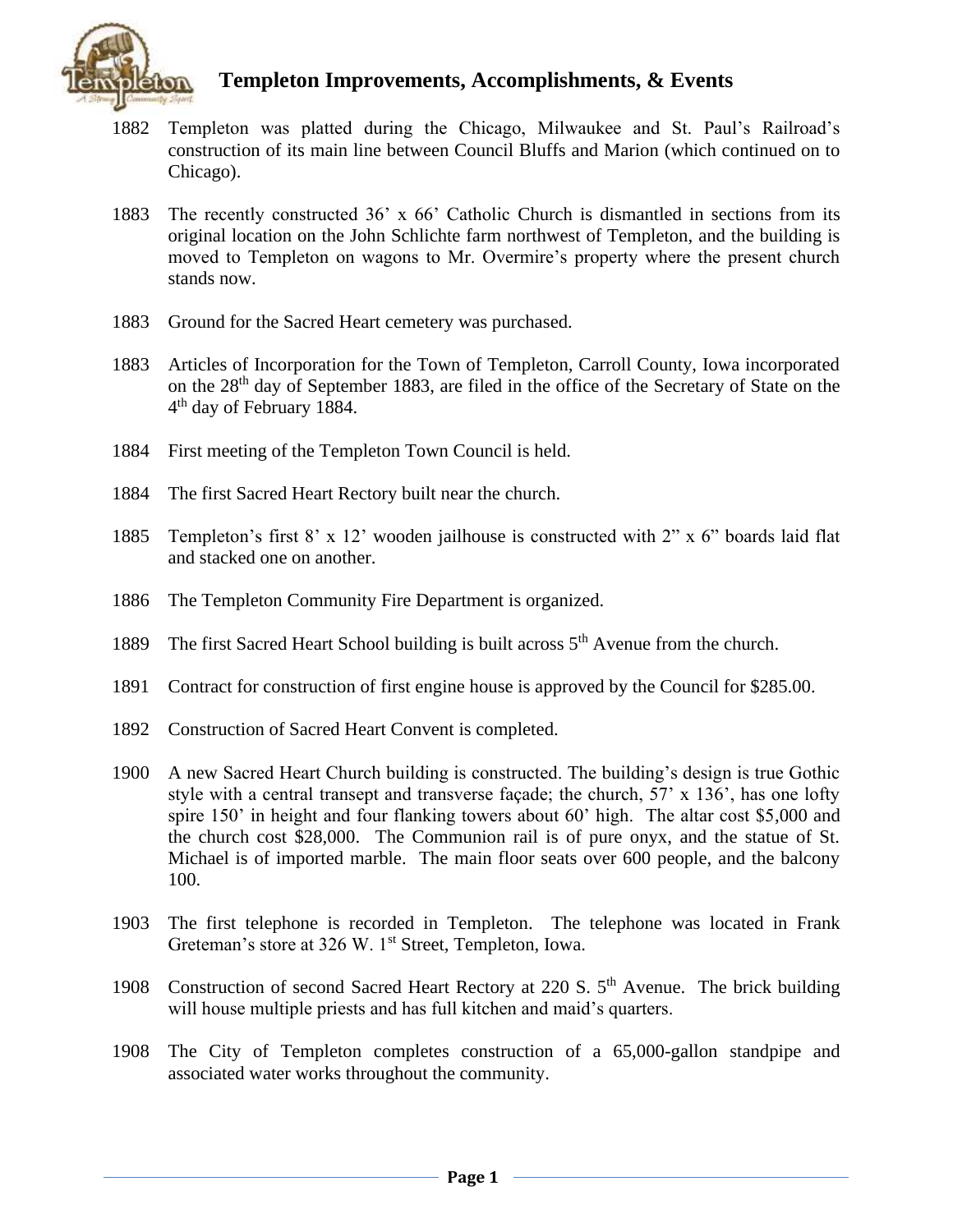# Templeton Improvements, Accomplishments, & Events

1882 Templeton was platted during the Chicago, Milwaukee and St. Paul's Railroad's construction of its main line between Council Bluffs and Marion (which continued on to Chicago).

1883 The recently constructed 36' x 66' Catholic Church is dismantled in sections from its original location on the John Schlichte farm northwest of Templeton, and the building is moved to Templeton on wagons to Mr. Overmire's property where the present church stands now.

1883 Ground for the Sacred Heart cemetery was purchased.

1883 Articles of Incorporation for the Town of Templeton, Carroll County, Iowa incorporated on the 28th day of September 1883, are filed in the office of the Secretary of State on the 4th day of February 1884.

1884 First meeting of the Templeton Town Council is held.

1884 The first Sacred Heart Rectory built near the church.

1885 Templeton's first 8' x 12' wooden jailhouse is constructed with 2" x 6" boards laid flat and stacked one on another.

1886 The Templeton Community Fire Department is organized.

1889 The first Sacred Heart School building is built across 5th Avenue from the church.

1891 Contract for construction of first engine house is approved by the Council for $285.00.

1892 Construction of Sacred Heart Convent is completed.

1900 A new Sacred Heart Church building is constructed. The building's design is true Gothic style with a central transept and transverse façade; the church, 57' x 136', has one lofty spire 150' in height and four flanking towers about 60' high. The altar cost $5,000 and the church cost $28,000. The Communion rail is of pure onyx, and the statue of St. Michael is of imported marble. The main floor seats over 600 people, and the balcony 100.

1903 The first telephone is recorded in Templeton. The telephone was located in Frank Greteman's store at 326 W. 1st Street, Templeton, Iowa.

1908 Construction of second Sacred Heart Rectory at 220 S. 5th Avenue. The brick building will house multiple priests and has full kitchen and maid's quarters.

1908 The City of Templeton completes construction of a 65,000-gallon standpipe and associated water works throughout the community.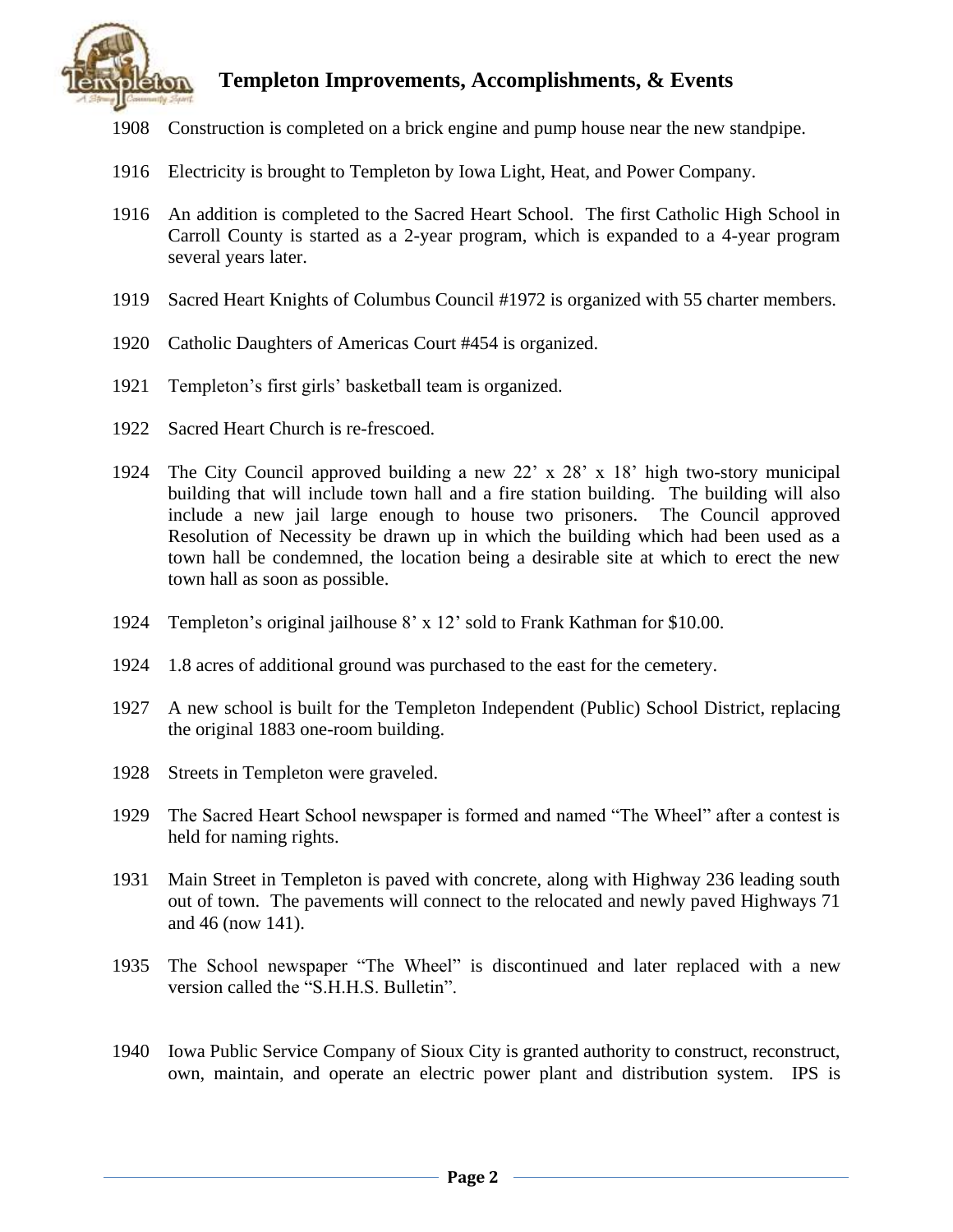1908 Construction is completed on a brick engine and pump house near the new standpipe.

1916 Electricity is brought to Templeton by Iowa Light, Heat, and Power Company.

1916 An addition is completed to the Sacred Heart School. The first Catholic High School in Carroll County is started as a 2-year program, which is expanded to a 4-year program several years later.

1919 Sacred Heart Knights of Columbus Council #1972 is organized with 55 charter members.

1920 Catholic Daughters of Americas Court #454 is organized.

1921 Templeton's first girls' basketball team is organized.

1922 Sacred Heart Church is re-frescoed.

1924 The City Council approved building a new 22' x 28' x 18' high two-story municipal building that will include town hall and a fire station building. The building will also include a new jail large enough to house two prisoners. The Council approved Resolution of Necessity be drawn up in which the building which had been used as a town hall be condemned, the location being a desirable site at which to erect the new town hall as soon as possible.

1924 Templeton's original jailhouse 8' x 12' sold to Frank Kathman for $10.00.

1924 1.8 acres of additional ground was purchased to the east for the cemetery.

1927 A new school is built for the Templeton Independent (Public) School District, replacing the original 1883 one-room building.

1928 Streets in Templeton were graveled.

1929 The Sacred Heart School newspaper is formed and named "The Wheel" after a contest is held for naming rights.

1931 Main Street in Templeton is paved with concrete, along with Highway 236 leading south out of town. The pavements will connect to the relocated and newly paved Highways 71 and 46 (now 141).

1935 The School newspaper "The Wheel" is discontinued and later replaced with a new version called the "S.H.H.S. Bulletin".

1940 Iowa Public Service Company of Sioux City is granted authority to construct, reconstruct, own, maintain, and operate an electric power plant and distribution system. IPS is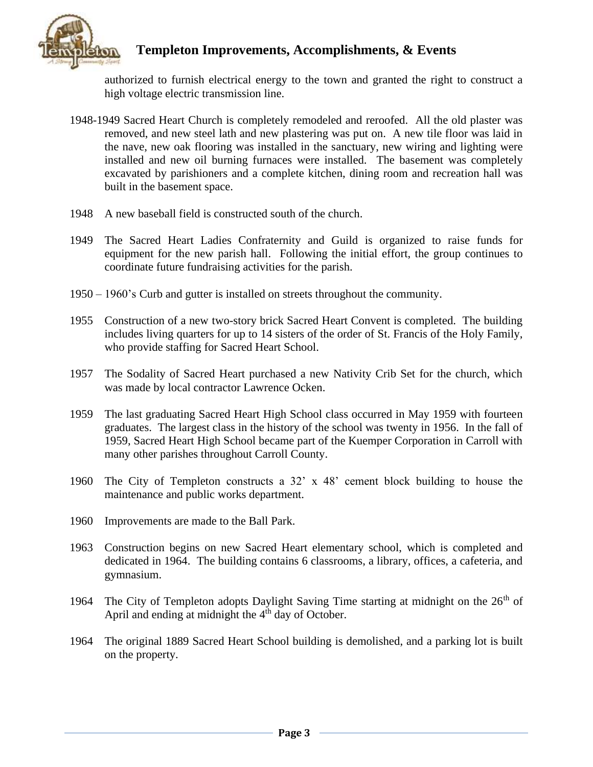authorized to furnish electrical energy to the town and granted the right to construct a high voltage electric transmission line.

1948-1949 Sacred Heart Church is completely remodeled and reroofed. All the old plaster was removed, and new steel lath and new plastering was put on. A new tile floor was laid in the nave, new oak flooring was installed in the sanctuary, new wiring and lighting were installed and new oil burning furnaces were installed. The basement was completely excavated by parishioners and a complete kitchen, dining room and recreation hall was built in the basement space.

1948 A new baseball field is constructed south of the church.

1949 The Sacred Heart Ladies Confraternity and Guild is organized to raise funds for equipment for the new parish hall. Following the initial effort, the group continues to coordinate future fundraising activities for the parish.

1950 – 1960's Curb and gutter is installed on streets throughout the community.

1955 Construction of a new two-story brick Sacred Heart Convent is completed. The building includes living quarters for up to 14 sisters of the order of St. Francis of the Holy Family, who provide staffing for Sacred Heart School.

1957 The Sodality of Sacred Heart purchased a new Nativity Crib Set for the church, which was made by local contractor Lawrence Ocken.

1959 The last graduating Sacred Heart High School class occurred in May 1959 with fourteen graduates. The largest class in the history of the school was twenty in 1956. In the fall of 1959, Sacred Heart High School became part of the Kuemper Corporation in Carroll with many other parishes throughout Carroll County.

1960 The City of Templeton constructs a 32' x 48' cement block building to house the maintenance and public works department.

1960 Improvements are made to the Ball Park.

1963 Construction begins on new Sacred Heart elementary school, which is completed and dedicated in 1964. The building contains 6 classrooms, a library, offices, a cafeteria, and gymnasium.

1964 The City of Templeton adopts Daylight Saving Time starting at midnight on the 26th of April and ending at midnight the 4th day of October.

1964 The original 1889 Sacred Heart School building is demolished, and a parking lot is built on the property.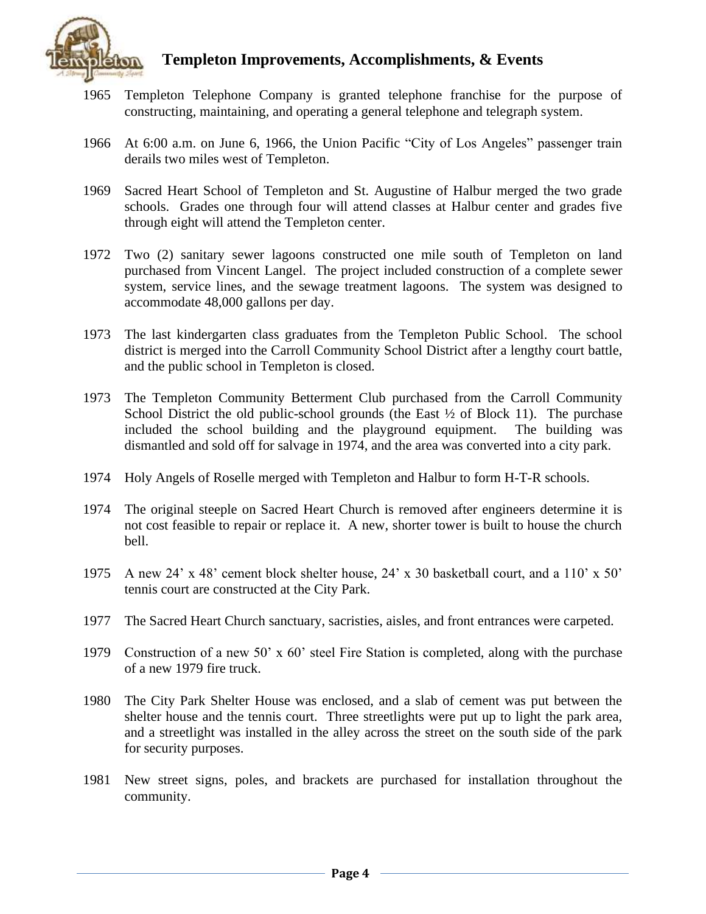## Templeton Improvements, Accomplishments, & Events

1965 Templeton Telephone Company is granted telephone franchise for the purpose of constructing, maintaining, and operating a general telephone and telegraph system.

1966 At 6:00 a.m. on June 6, 1966, the Union Pacific "City of Los Angeles" passenger train derails two miles west of Templeton.

1969 Sacred Heart School of Templeton and St. Augustine of Halbur merged the two grade schools. Grades one through four will attend classes at Halbur center and grades five through eight will attend the Templeton center.

1972 Two (2) sanitary sewer lagoons constructed one mile south of Templeton on land purchased from Vincent Langel. The project included construction of a complete sewer system, service lines, and the sewage treatment lagoons. The system was designed to accommodate 48,000 gallons per day.

1973 The last kindergarten class graduates from the Templeton Public School. The school district is merged into the Carroll Community School District after a lengthy court battle, and the public school in Templeton is closed.

1973 The Templeton Community Betterment Club purchased from the Carroll Community School District the old public-school grounds (the East ½ of Block 11). The purchase included the school building and the playground equipment. The building was dismantled and sold off for salvage in 1974, and the area was converted into a city park.

1974 Holy Angels of Roselle merged with Templeton and Halbur to form H-T-R schools.

1974 The original steeple on Sacred Heart Church is removed after engineers determine it is not cost feasible to repair or replace it. A new, shorter tower is built to house the church bell.

1975 A new 24' x 48' cement block shelter house, 24' x 30 basketball court, and a 110' x 50' tennis court are constructed at the City Park.

1977 The Sacred Heart Church sanctuary, sacristies, aisles, and front entrances were carpeted.

1979 Construction of a new 50' x 60' steel Fire Station is completed, along with the purchase of a new 1979 fire truck.

1980 The City Park Shelter House was enclosed, and a slab of cement was put between the shelter house and the tennis court. Three streetlights were put up to light the park area, and a streetlight was installed in the alley across the street on the south side of the park for security purposes.

1981 New street signs, poles, and brackets are purchased for installation throughout the community.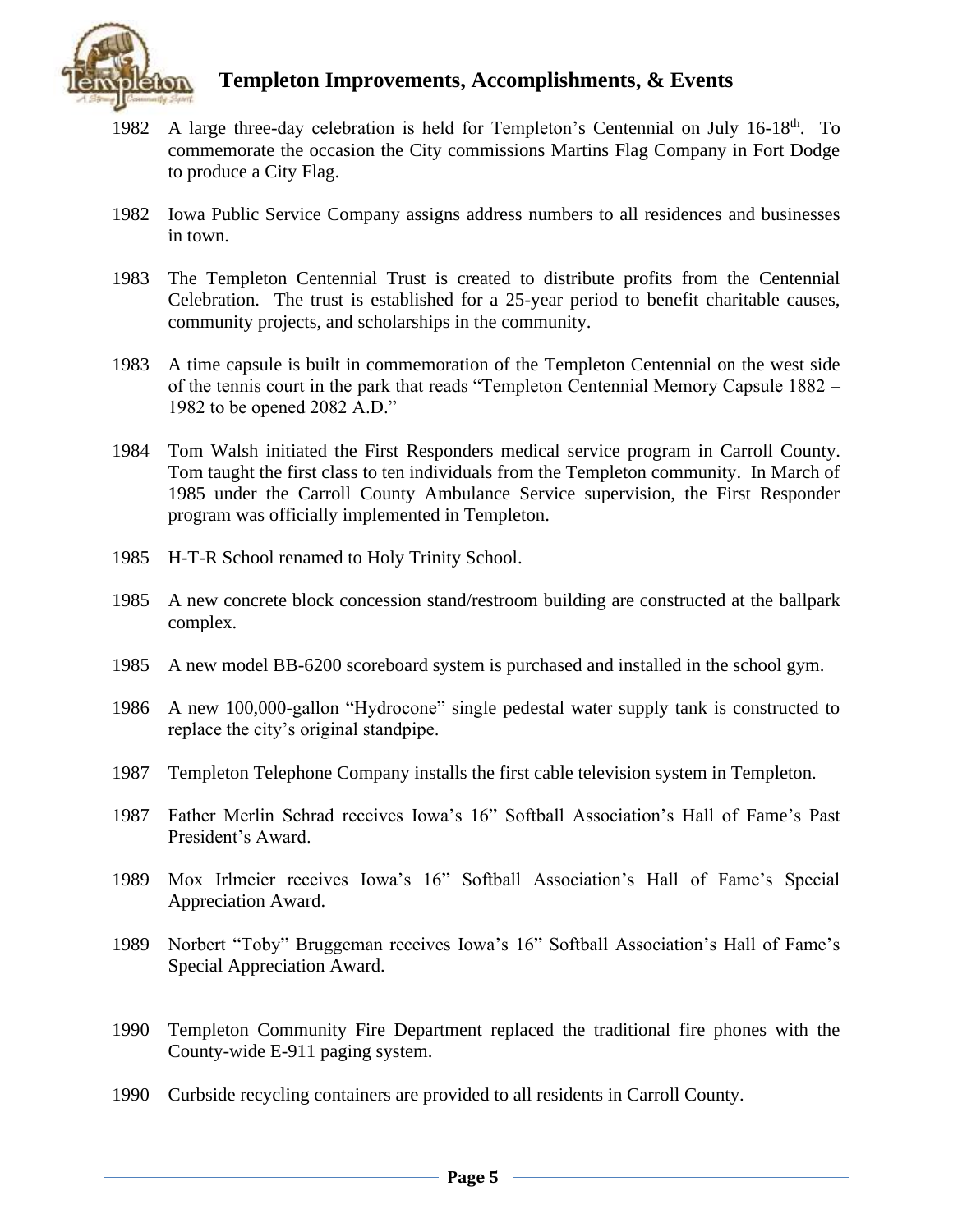1982 A large three-day celebration is held for Templeton's Centennial on July 16-18th. To commemorate the occasion the City commissions Martins Flag Company in Fort Dodge to produce a City Flag.

1982 Iowa Public Service Company assigns address numbers to all residences and businesses in town.

1983 The Templeton Centennial Trust is created to distribute profits from the Centennial Celebration. The trust is established for a 25-year period to benefit charitable causes, community projects, and scholarships in the community.

1983 A time capsule is built in commemoration of the Templeton Centennial on the west side of the tennis court in the park that reads "Templeton Centennial Memory Capsule 1882 – 1982 to be opened 2082 A.D."

1984 Tom Walsh initiated the First Responders medical service program in Carroll County. Tom taught the first class to ten individuals from the Templeton community. In March of 1985 under the Carroll County Ambulance Service supervision, the First Responder program was officially implemented in Templeton.

1985 H-T-R School renamed to Holy Trinity School.

1985 A new concrete block concession stand/restroom building are constructed at the ballpark complex.

1985 A new model BB-6200 scoreboard system is purchased and installed in the school gym.

1986 A new 100,000-gallon "Hydrocone" single pedestal water supply tank is constructed to replace the city's original standpipe.

1987 Templeton Telephone Company installs the first cable television system in Templeton.

1987 Father Merlin Schrad receives Iowa's 16" Softball Association's Hall of Fame's Past President's Award.

1989 Mox Irlmeier receives Iowa's 16" Softball Association's Hall of Fame's Special Appreciation Award.

1989 Norbert "Toby" Bruggeman receives Iowa's 16" Softball Association's Hall of Fame's Special Appreciation Award.

1990 Templeton Community Fire Department replaced the traditional fire phones with the County-wide E-911 paging system.

1990 Curbside recycling containers are provided to all residents in Carroll County.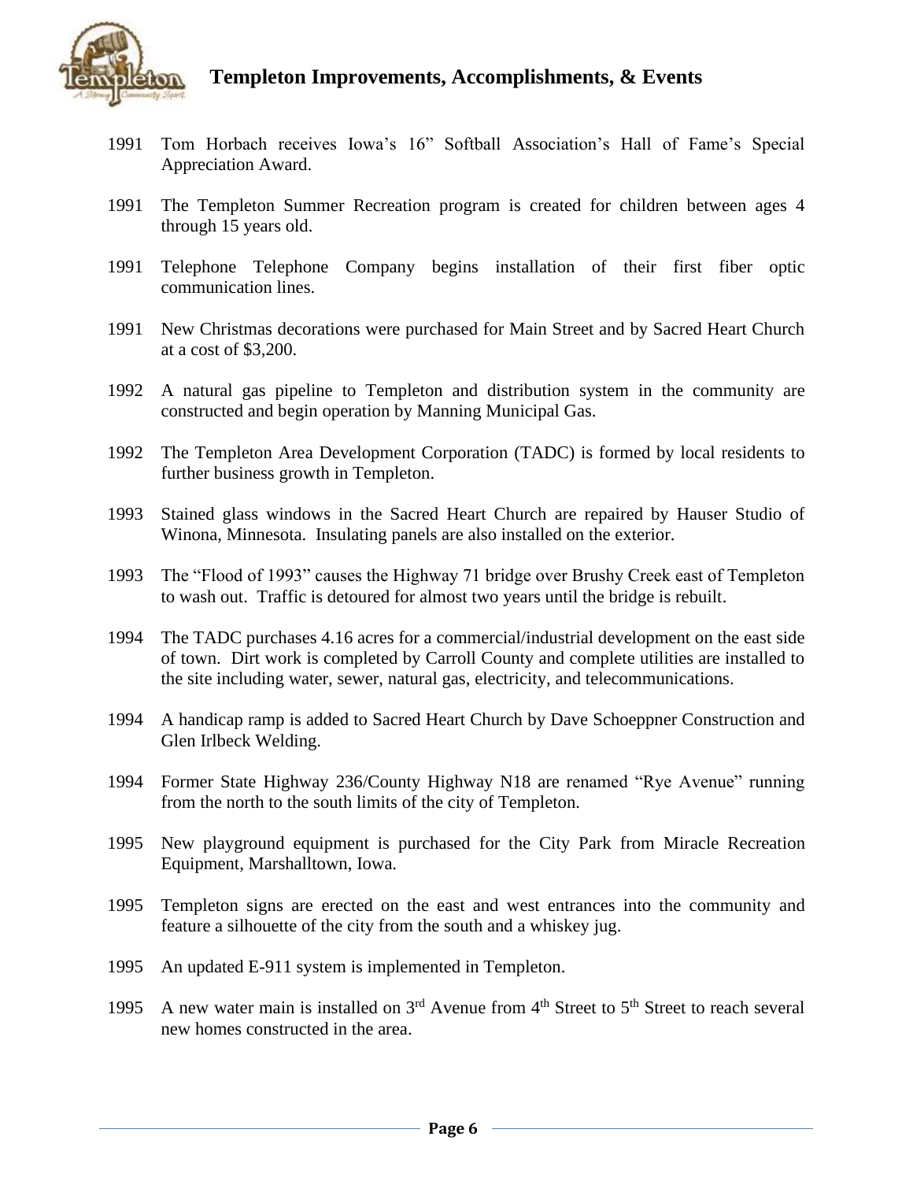1991 Tom Horbach receives Iowa's 16" Softball Association's Hall of Fame's Special Appreciation Award.

1991 The Templeton Summer Recreation program is created for children between ages 4 through 15 years old.

1991 Telephone Telephone Company begins installation of their first fiber optic communication lines.

1991 New Christmas decorations were purchased for Main Street and by Sacred Heart Church at a cost of $3,200.

1992 A natural gas pipeline to Templeton and distribution system in the community are constructed and begin operation by Manning Municipal Gas.

1992 The Templeton Area Development Corporation (TADC) is formed by local residents to further business growth in Templeton.

1993 Stained glass windows in the Sacred Heart Church are repaired by Hauser Studio of Winona, Minnesota. Insulating panels are also installed on the exterior.

1993 The "Flood of 1993" causes the Highway 71 bridge over Brushy Creek east of Templeton to wash out. Traffic is detoured for almost two years until the bridge is rebuilt.

1994 The TADC purchases 4.16 acres for a commercial/industrial development on the east side of town. Dirt work is completed by Carroll County and complete utilities are installed to the site including water, sewer, natural gas, electricity, and telecommunications.

1994 A handicap ramp is added to Sacred Heart Church by Dave Schoeppner Construction and Glen Irlbeck Welding.

1994 Former State Highway 236/County Highway N18 are renamed "Rye Avenue" running from the north to the south limits of the city of Templeton.

1995 New playground equipment is purchased for the City Park from Miracle Recreation Equipment, Marshalltown, Iowa.

1995 Templeton signs are erected on the east and west entrances into the community and feature a silhouette of the city from the south and a whiskey jug.

1995 An updated E-911 system is implemented in Templeton.

1995 A new water main is installed on 3rd Avenue from 4th Street to 5th Street to reach several new homes constructed in the area.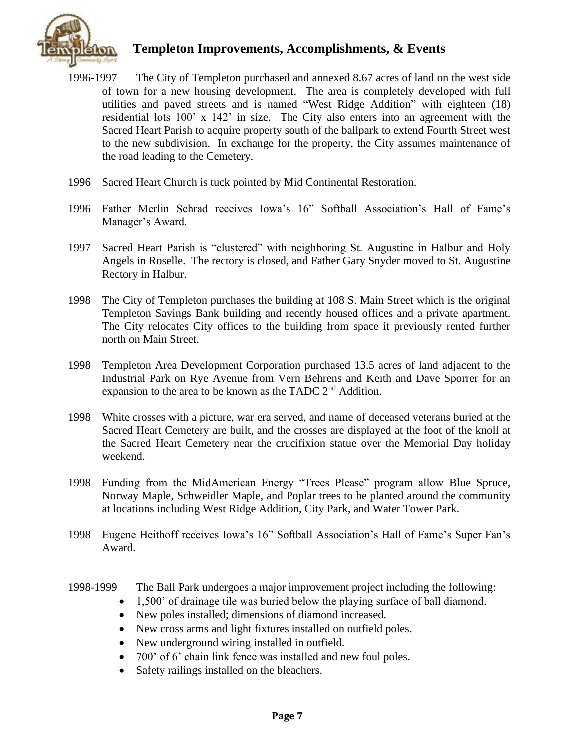# Templeton Improvements, Accomplishments, & Events

1996-1997 The City of Templeton purchased and annexed 8.67 acres of land on the west side of town for a new housing development. The area is completely developed with full utilities and paved streets and is named "West Ridge Addition" with eighteen (18) residential lots 100' x 142' in size. The City also enters into an agreement with the Sacred Heart Parish to acquire property south of the ballpark to extend Fourth Street west to the new subdivision. In exchange for the property, the City assumes maintenance of the road leading to the Cemetery.

1996 Sacred Heart Church is tuck pointed by Mid Continental Restoration.

1996 Father Merlin Schrad receives Iowa's 16" Softball Association's Hall of Fame's Manager's Award.

1997 Sacred Heart Parish is "clustered" with neighboring St. Augustine in Halbur and Holy Angels in Roselle. The rectory is closed, and Father Gary Snyder moved to St. Augustine Rectory in Halbur.

1998 The City of Templeton purchases the building at 108 S. Main Street which is the original Templeton Savings Bank building and recently housed offices and a private apartment. The City relocates City offices to the building from space it previously rented further north on Main Street.

1998 Templeton Area Development Corporation purchased 13.5 acres of land adjacent to the Industrial Park on Rye Avenue from Vern Behrens and Keith and Dave Sporrer for an expansion to the area to be known as the TADC 2nd Addition.

1998 White crosses with a picture, war era served, and name of deceased veterans buried at the Sacred Heart Cemetery are built, and the crosses are displayed at the foot of the knoll at the Sacred Heart Cemetery near the crucifixion statue over the Memorial Day holiday weekend.

1998 Funding from the MidAmerican Energy "Trees Please" program allow Blue Spruce, Norway Maple, Schweidler Maple, and Poplar trees to be planted around the community at locations including West Ridge Addition, City Park, and Water Tower Park.

1998 Eugene Heithoff receives Iowa's 16" Softball Association's Hall of Fame's Super Fan's Award.

1998-1999 The Ball Park undergoes a major improvement project including the following:

- 1,500' of drainage tile was buried below the playing surface of ball diamond.
- New poles installed; dimensions of diamond increased.
- New cross arms and light fixtures installed on outfield poles.
- New underground wiring installed in outfield.
- 700' of 6' chain link fence was installed and new foul poles.
- Safety railings installed on the bleachers.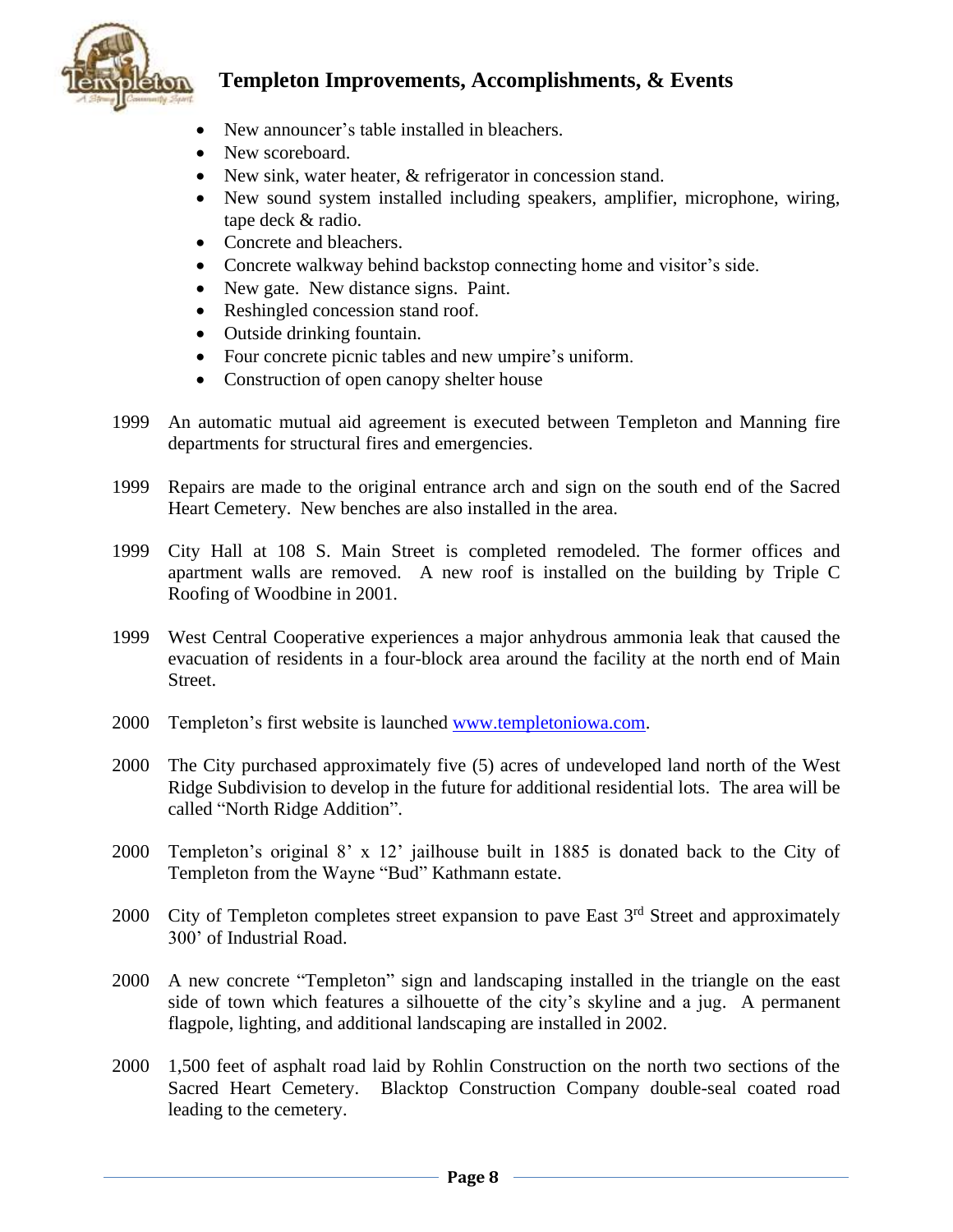## Templeton Improvements, Accomplishments, & Events

- New announcer's table installed in bleachers.
- New scoreboard.
- New sink, water heater, & refrigerator in concession stand.
- New sound system installed including speakers, amplifier, microphone, wiring, tape deck & radio.
- Concrete and bleachers.
- Concrete walkway behind backstop connecting home and visitor's side.
- New gate. New distance signs. Paint.
- Reshingled concession stand roof.
- Outside drinking fountain.
- Four concrete picnic tables and new umpire's uniform.
- Construction of open canopy shelter house

1999 An automatic mutual aid agreement is executed between Templeton and Manning fire departments for structural fires and emergencies.

1999 Repairs are made to the original entrance arch and sign on the south end of the Sacred Heart Cemetery. New benches are also installed in the area.

1999 City Hall at 108 S. Main Street is completed remodeled. The former offices and apartment walls are removed. A new roof is installed on the building by Triple C Roofing of Woodbine in 2001.

1999 West Central Cooperative experiences a major anhydrous ammonia leak that caused the evacuation of residents in a four-block area around the facility at the north end of Main Street.

2000 Templeton's first website is launched [www.templetoniowa.com](http://www.templetoniowa.com).

2000 The City purchased approximately five (5) acres of undeveloped land north of the West Ridge Subdivision to develop in the future for additional residential lots. The area will be called "North Ridge Addition".

2000 Templeton's original 8' x 12' jailhouse built in 1885 is donated back to the City of Templeton from the Wayne "Bud" Kathmann estate.

2000 City of Templeton completes street expansion to pave East 3rd Street and approximately 300' of Industrial Road.

2000 A new concrete "Templeton" sign and landscaping installed in the triangle on the east side of town which features a silhouette of the city's skyline and a jug. A permanent flagpole, lighting, and additional landscaping are installed in 2002.

2000 1,500 feet of asphalt road laid by Rohlin Construction on the north two sections of the Sacred Heart Cemetery. Blacktop Construction Company double-seal coated road leading to the cemetery.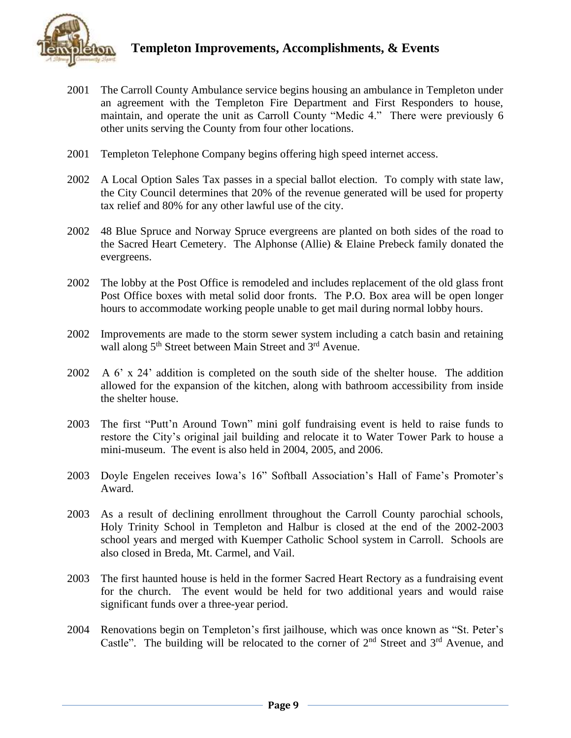## Templeton Improvements, Accomplishments, & Events

2001 The Carroll County Ambulance service begins housing an ambulance in Templeton under an agreement with the Templeton Fire Department and First Responders to house, maintain, and operate the unit as Carroll County "Medic 4." There were previously 6 other units serving the County from four other locations.

2001 Templeton Telephone Company begins offering high speed internet access.

2002 A Local Option Sales Tax passes in a special ballot election. To comply with state law, the City Council determines that 20% of the revenue generated will be used for property tax relief and 80% for any other lawful use of the city.

2002 48 Blue Spruce and Norway Spruce evergreens are planted on both sides of the road to the Sacred Heart Cemetery. The Alphonse (Allie) & Elaine Prebeck family donated the evergreens.

2002 The lobby at the Post Office is remodeled and includes replacement of the old glass front Post Office boxes with metal solid door fronts. The P.O. Box area will be open longer hours to accommodate working people unable to get mail during normal lobby hours.

2002 Improvements are made to the storm sewer system including a catch basin and retaining wall along 5th Street between Main Street and 3rd Avenue.

2002 A 6' x 24' addition is completed on the south side of the shelter house. The addition allowed for the expansion of the kitchen, along with bathroom accessibility from inside the shelter house.

2003 The first "Putt'n Around Town" mini golf fundraising event is held to raise funds to restore the City's original jail building and relocate it to Water Tower Park to house a mini-museum. The event is also held in 2004, 2005, and 2006.

2003 Doyle Engelen receives Iowa's 16" Softball Association's Hall of Fame's Promoter's Award.

2003 As a result of declining enrollment throughout the Carroll County parochial schools, Holy Trinity School in Templeton and Halbur is closed at the end of the 2002-2003 school years and merged with Kuemper Catholic School system in Carroll. Schools are also closed in Breda, Mt. Carmel, and Vail.

2003 The first haunted house is held in the former Sacred Heart Rectory as a fundraising event for the church. The event would be held for two additional years and would raise significant funds over a three-year period.

2004 Renovations begin on Templeton's first jailhouse, which was once known as "St. Peter's Castle". The building will be relocated to the corner of 2nd Street and 3rd Avenue, and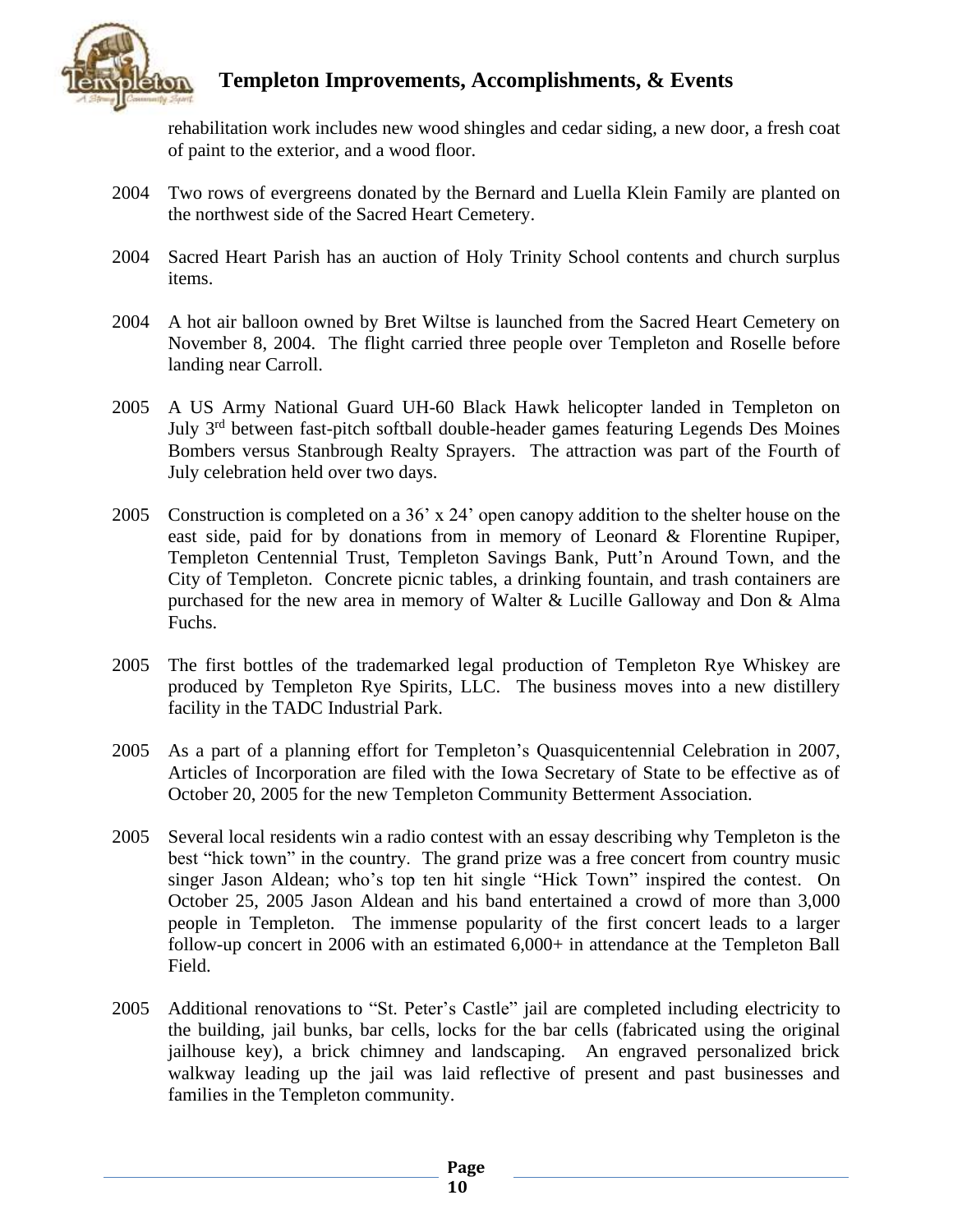rehabilitation work includes new wood shingles and cedar siding, a new door, a fresh coat of paint to the exterior, and a wood floor.

2004 Two rows of evergreens donated by the Bernard and Luella Klein Family are planted on the northwest side of the Sacred Heart Cemetery.

2004 Sacred Heart Parish has an auction of Holy Trinity School contents and church surplus items.

2004 A hot air balloon owned by Bret Wiltse is launched from the Sacred Heart Cemetery on November 8, 2004. The flight carried three people over Templeton and Roselle before landing near Carroll.

2005 A US Army National Guard UH-60 Black Hawk helicopter landed in Templeton on July 3rd between fast-pitch softball double-header games featuring Legends Des Moines Bombers versus Stanbrough Realty Sprayers. The attraction was part of the Fourth of July celebration held over two days.

2005 Construction is completed on a 36' x 24' open canopy addition to the shelter house on the east side, paid for by donations from in memory of Leonard & Florentine Rupiper, Templeton Centennial Trust, Templeton Savings Bank, Putt'n Around Town, and the City of Templeton. Concrete picnic tables, a drinking fountain, and trash containers are purchased for the new area in memory of Walter & Lucille Galloway and Don & Alma Fuchs.

2005 The first bottles of the trademarked legal production of Templeton Rye Whiskey are produced by Templeton Rye Spirits, LLC. The business moves into a new distillery facility in the TADC Industrial Park.

2005 As a part of a planning effort for Templeton's Quasquicentennial Celebration in 2007, Articles of Incorporation are filed with the Iowa Secretary of State to be effective as of October 20, 2005 for the new Templeton Community Betterment Association.

2005 Several local residents win a radio contest with an essay describing why Templeton is the best "hick town" in the country. The grand prize was a free concert from country music singer Jason Aldean; who's top ten hit single "Hick Town" inspired the contest. On October 25, 2005 Jason Aldean and his band entertained a crowd of more than 3,000 people in Templeton. The immense popularity of the first concert leads to a larger follow-up concert in 2006 with an estimated 6,000+ in attendance at the Templeton Ball Field.

2005 Additional renovations to "St. Peter's Castle" jail are completed including electricity to the building, jail bunks, bar cells, locks for the bar cells (fabricated using the original jailhouse key), a brick chimney and landscaping. An engraved personalized brick walkway leading up the jail was laid reflective of present and past businesses and families in the Templeton community.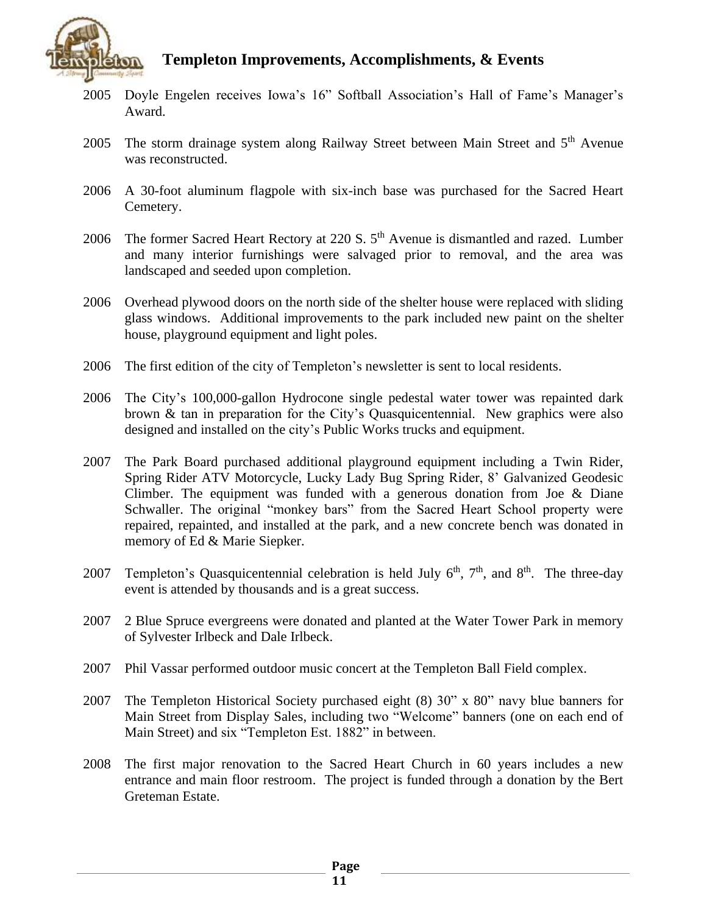# Templeton Improvements, Accomplishments, & Events

2005 Doyle Engelen receives Iowa's 16" Softball Association's Hall of Fame's Manager's Award.

2005 The storm drainage system along Railway Street between Main Street and 5th Avenue was reconstructed.

2006 A 30-foot aluminum flagpole with six-inch base was purchased for the Sacred Heart Cemetery.

2006 The former Sacred Heart Rectory at 220 S. 5th Avenue is dismantled and razed. Lumber and many interior furnishings were salvaged prior to removal, and the area was landscaped and seeded upon completion.

2006 Overhead plywood doors on the north side of the shelter house were replaced with sliding glass windows. Additional improvements to the park included new paint on the shelter house, playground equipment and light poles.

2006 The first edition of the city of Templeton's newsletter is sent to local residents.

2006 The City's 100,000-gallon Hydrocone single pedestal water tower was repainted dark brown & tan in preparation for the City's Quasquicentennial. New graphics were also designed and installed on the city's Public Works trucks and equipment.

2007 The Park Board purchased additional playground equipment including a Twin Rider, Spring Rider ATV Motorcycle, Lucky Lady Bug Spring Rider, 8' Galvanized Geodesic Climber. The equipment was funded with a generous donation from Joe & Diane Schwaller. The original "monkey bars" from the Sacred Heart School property were repaired, repainted, and installed at the park, and a new concrete bench was donated in memory of Ed & Marie Siepker.

2007 Templeton's Quasquicentennial celebration is held July 6th, 7th, and 8th. The three-day event is attended by thousands and is a great success.

2007 2 Blue Spruce evergreens were donated and planted at the Water Tower Park in memory of Sylvester Irlbeck and Dale Irlbeck.

2007 Phil Vassar performed outdoor music concert at the Templeton Ball Field complex.

2007 The Templeton Historical Society purchased eight (8) 30" x 80" navy blue banners for Main Street from Display Sales, including two "Welcome" banners (one on each end of Main Street) and six "Templeton Est. 1882" in between.

2008 The first major renovation to the Sacred Heart Church in 60 years includes a new entrance and main floor restroom. The project is funded through a donation by the Bert Greteman Estate.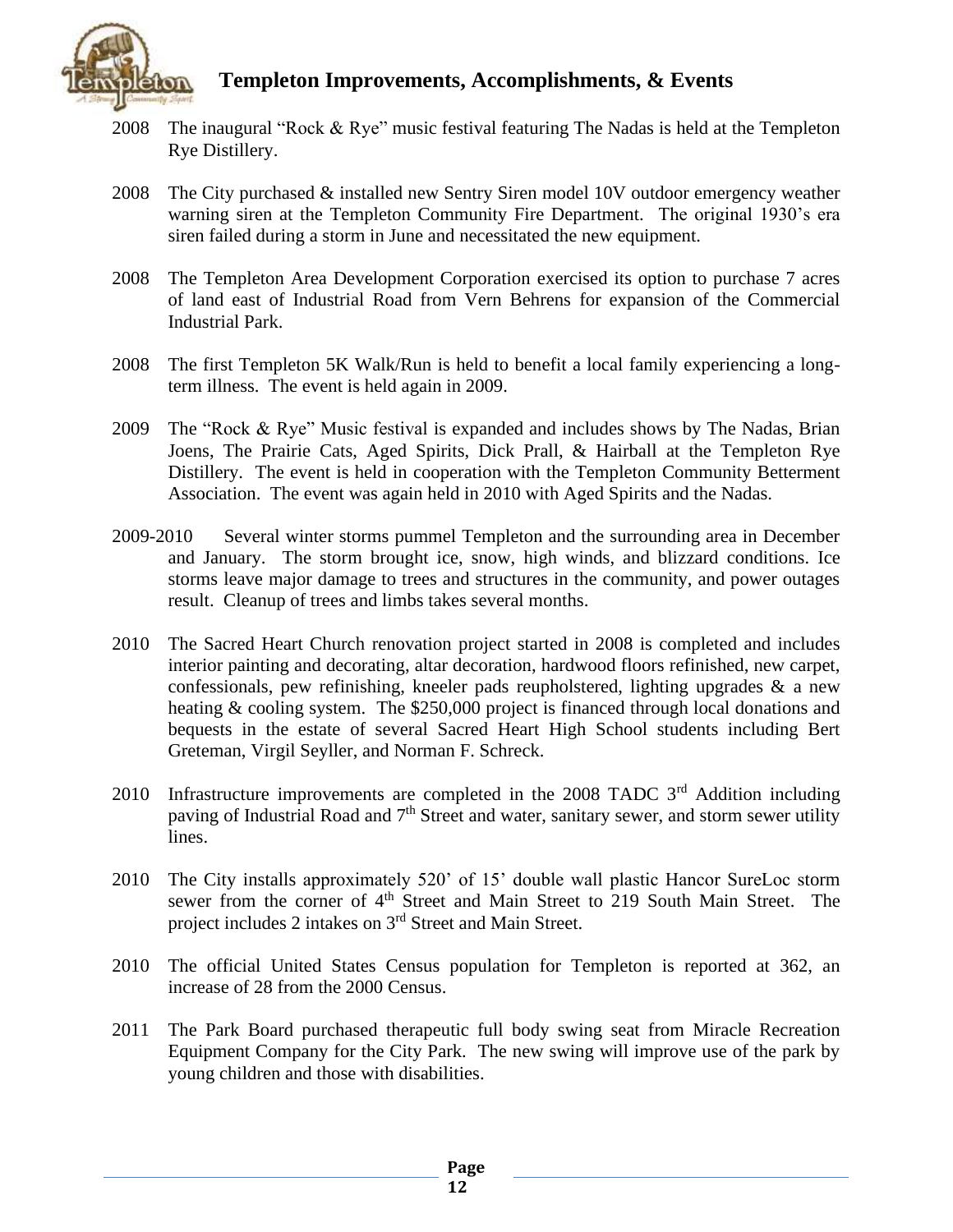# Templeton Improvements, Accomplishments, & Events

2008 The inaugural "Rock & Rye" music festival featuring The Nadas is held at the Templeton Rye Distillery.

2008 The City purchased & installed new Sentry Siren model 10V outdoor emergency weather warning siren at the Templeton Community Fire Department. The original 1930's era siren failed during a storm in June and necessitated the new equipment.

2008 The Templeton Area Development Corporation exercised its option to purchase 7 acres of land east of Industrial Road from Vern Behrens for expansion of the Commercial Industrial Park.

2008 The first Templeton 5K Walk/Run is held to benefit a local family experiencing a long-term illness. The event is held again in 2009.

2009 The "Rock & Rye" Music festival is expanded and includes shows by The Nadas, Brian Joens, The Prairie Cats, Aged Spirits, Dick Prall, & Hairball at the Templeton Rye Distillery. The event is held in cooperation with the Templeton Community Betterment Association. The event was again held in 2010 with Aged Spirits and the Nadas.

2009-2010 Several winter storms pummel Templeton and the surrounding area in December and January. The storm brought ice, snow, high winds, and blizzard conditions. Ice storms leave major damage to trees and structures in the community, and power outages result. Cleanup of trees and limbs takes several months.

2010 The Sacred Heart Church renovation project started in 2008 is completed and includes interior painting and decorating, altar decoration, hardwood floors refinished, new carpet, confessionals, pew refinishing, kneeler pads reupholstered, lighting upgrades & a new heating & cooling system. The $250,000 project is financed through local donations and bequests in the estate of several Sacred Heart High School students including Bert Greteman, Virgil Seyller, and Norman F. Schreck.

2010 Infrastructure improvements are completed in the 2008 TADC 3rd Addition including paving of Industrial Road and 7th Street and water, sanitary sewer, and storm sewer utility lines.

2010 The City installs approximately 520' of 15' double wall plastic Hancor SureLoc storm sewer from the corner of 4th Street and Main Street to 219 South Main Street. The project includes 2 intakes on 3rd Street and Main Street.

2010 The official United States Census population for Templeton is reported at 362, an increase of 28 from the 2000 Census.

2011 The Park Board purchased therapeutic full body swing seat from Miracle Recreation Equipment Company for the City Park. The new swing will improve use of the park by young children and those with disabilities.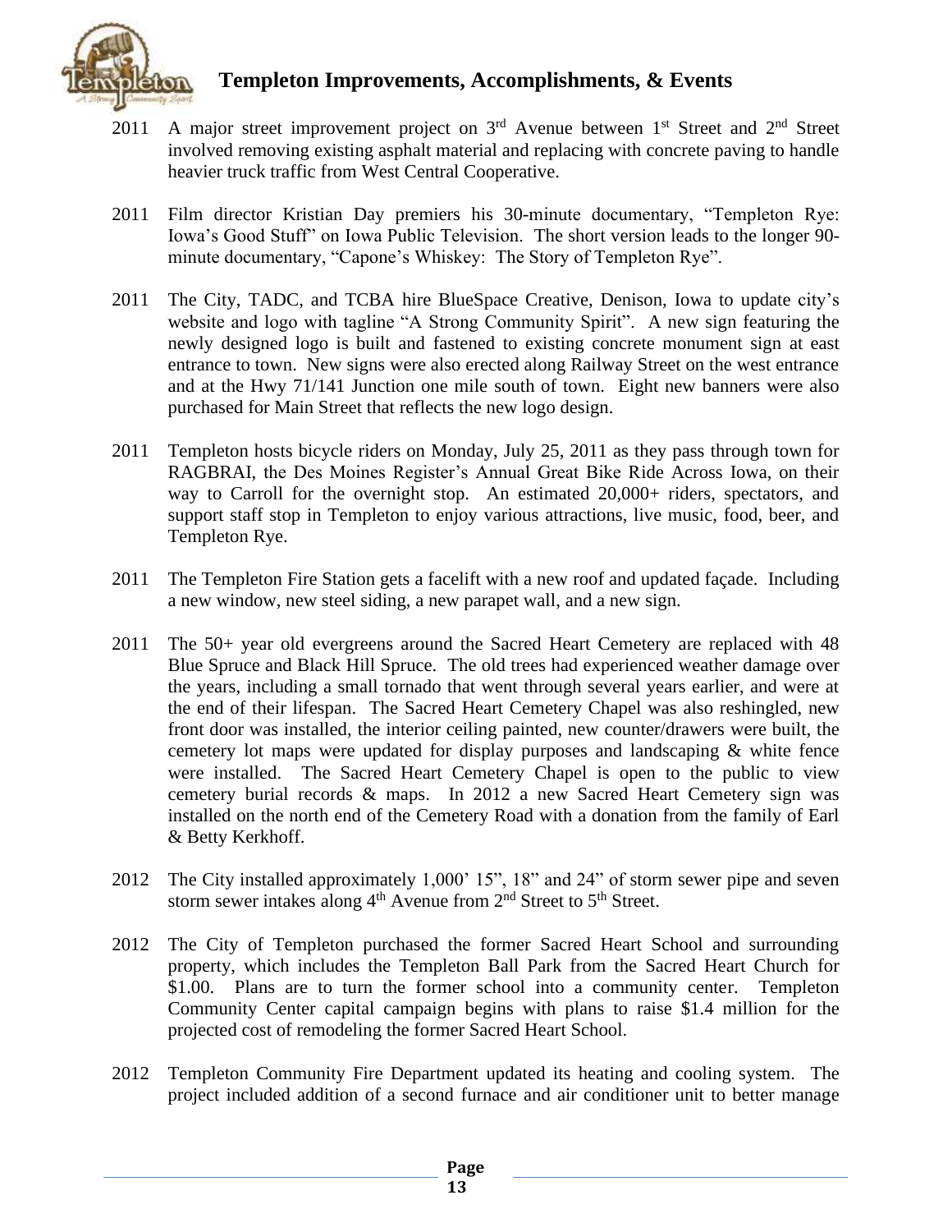## Templeton Improvements, Accomplishments, & Events

2011 A major street improvement project on 3rd Avenue between 1st Street and 2nd Street involved removing existing asphalt material and replacing with concrete paving to handle heavier truck traffic from West Central Cooperative.

2011 Film director Kristian Day premiers his 30-minute documentary, "Templeton Rye: Iowa's Good Stuff" on Iowa Public Television. The short version leads to the longer 90-minute documentary, "Capone's Whiskey: The Story of Templeton Rye".

2011 The City, TADC, and TCBA hire BlueSpace Creative, Denison, Iowa to update city's website and logo with tagline "A Strong Community Spirit". A new sign featuring the newly designed logo is built and fastened to existing concrete monument sign at east entrance to town. New signs were also erected along Railway Street on the west entrance and at the Hwy 71/141 Junction one mile south of town. Eight new banners were also purchased for Main Street that reflects the new logo design.

2011 Templeton hosts bicycle riders on Monday, July 25, 2011 as they pass through town for RAGBRAI, the Des Moines Register's Annual Great Bike Ride Across Iowa, on their way to Carroll for the overnight stop. An estimated 20,000+ riders, spectators, and support staff stop in Templeton to enjoy various attractions, live music, food, beer, and Templeton Rye.

2011 The Templeton Fire Station gets a facelift with a new roof and updated façade. Including a new window, new steel siding, a new parapet wall, and a new sign.

2011 The 50+ year old evergreens around the Sacred Heart Cemetery are replaced with 48 Blue Spruce and Black Hill Spruce. The old trees had experienced weather damage over the years, including a small tornado that went through several years earlier, and were at the end of their lifespan. The Sacred Heart Cemetery Chapel was also reshingled, new front door was installed, the interior ceiling painted, new counter/drawers were built, the cemetery lot maps were updated for display purposes and landscaping & white fence were installed. The Sacred Heart Cemetery Chapel is open to the public to view cemetery burial records & maps. In 2012 a new Sacred Heart Cemetery sign was installed on the north end of the Cemetery Road with a donation from the family of Earl & Betty Kerkhoff.

2012 The City installed approximately 1,000' 15", 18" and 24" of storm sewer pipe and seven storm sewer intakes along 4th Avenue from 2nd Street to 5th Street.

2012 The City of Templeton purchased the former Sacred Heart School and surrounding property, which includes the Templeton Ball Park from the Sacred Heart Church for $1.00. Plans are to turn the former school into a community center. Templeton Community Center capital campaign begins with plans to raise $1.4 million for the projected cost of remodeling the former Sacred Heart School.

2012 Templeton Community Fire Department updated its heating and cooling system. The project included addition of a second furnace and air conditioner unit to better manage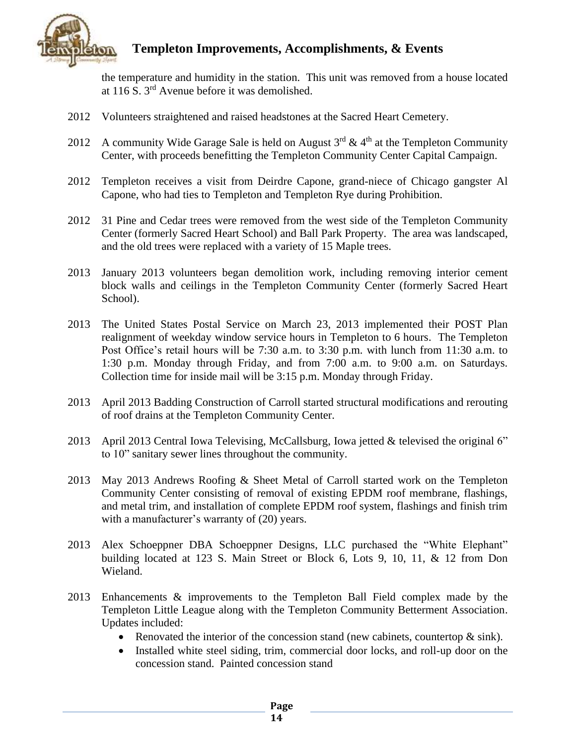the temperature and humidity in the station. This unit was removed from a house located at 116 S. 3rd Avenue before it was demolished.

2012 Volunteers straightened and raised headstones at the Sacred Heart Cemetery.

2012 A community Wide Garage Sale is held on August 3rd & 4th at the Templeton Community Center, with proceeds benefitting the Templeton Community Center Capital Campaign.

2012 Templeton receives a visit from Deirdre Capone, grand-niece of Chicago gangster Al Capone, who had ties to Templeton and Templeton Rye during Prohibition.

2012 31 Pine and Cedar trees were removed from the west side of the Templeton Community Center (formerly Sacred Heart School) and Ball Park Property. The area was landscaped, and the old trees were replaced with a variety of 15 Maple trees.

2013 January 2013 volunteers began demolition work, including removing interior cement block walls and ceilings in the Templeton Community Center (formerly Sacred Heart School).

2013 The United States Postal Service on March 23, 2013 implemented their POST Plan realignment of weekday window service hours in Templeton to 6 hours. The Templeton Post Office's retail hours will be 7:30 a.m. to 3:30 p.m. with lunch from 11:30 a.m. to 1:30 p.m. Monday through Friday, and from 7:00 a.m. to 9:00 a.m. on Saturdays. Collection time for inside mail will be 3:15 p.m. Monday through Friday.

2013 April 2013 Badding Construction of Carroll started structural modifications and rerouting of roof drains at the Templeton Community Center.

2013 April 2013 Central Iowa Televising, McCallsburg, Iowa jetted & televised the original 6" to 10" sanitary sewer lines throughout the community.

2013 May 2013 Andrews Roofing & Sheet Metal of Carroll started work on the Templeton Community Center consisting of removal of existing EPDM roof membrane, flashings, and metal trim, and installation of complete EPDM roof system, flashings and finish trim with a manufacturer's warranty of (20) years.

2013 Alex Schoeppner DBA Schoeppner Designs, LLC purchased the "White Elephant" building located at 123 S. Main Street or Block 6, Lots 9, 10, 11, & 12 from Don Wieland.

2013 Enhancements & improvements to the Templeton Ball Field complex made by the Templeton Little League along with the Templeton Community Betterment Association. Updates included:

- Renovated the interior of the concession stand (new cabinets, countertop & sink).
- Installed white steel siding, trim, commercial door locks, and roll-up door on the concession stand. Painted concession stand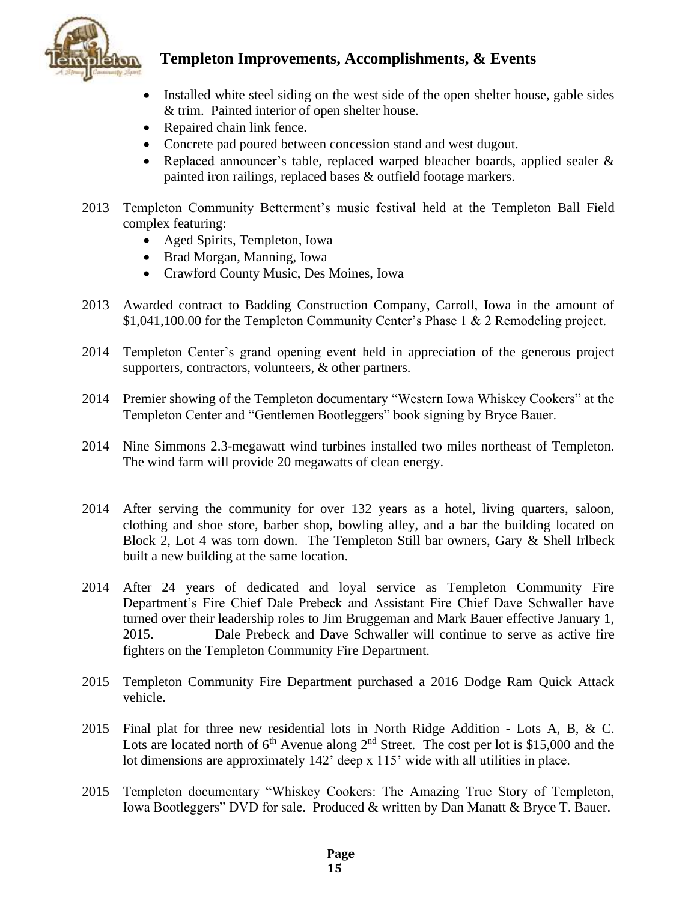## Templeton Improvements, Accomplishments, & Events

- Installed white steel siding on the west side of the open shelter house, gable sides & trim. Painted interior of open shelter house.
- Repaired chain link fence.
- Concrete pad poured between concession stand and west dugout.
- Replaced announcer's table, replaced warped bleacher boards, applied sealer & painted iron railings, replaced bases & outfield footage markers.

2013 Templeton Community Betterment's music festival held at the Templeton Ball Field complex featuring:

- Aged Spirits, Templeton, Iowa
- Brad Morgan, Manning, Iowa
- Crawford County Music, Des Moines, Iowa

2013 Awarded contract to Badding Construction Company, Carroll, Iowa in the amount of $1,041,100.00 for the Templeton Community Center's Phase 1 & 2 Remodeling project.

2014 Templeton Center's grand opening event held in appreciation of the generous project supporters, contractors, volunteers, & other partners.

2014 Premier showing of the Templeton documentary "Western Iowa Whiskey Cookers" at the Templeton Center and "Gentlemen Bootleggers" book signing by Bryce Bauer.

2014 Nine Simmons 2.3-megawatt wind turbines installed two miles northeast of Templeton. The wind farm will provide 20 megawatts of clean energy.

2014 After serving the community for over 132 years as a hotel, living quarters, saloon, clothing and shoe store, barber shop, bowling alley, and a bar the building located on Block 2, Lot 4 was torn down. The Templeton Still bar owners, Gary & Shell Irlbeck built a new building at the same location.

2014 After 24 years of dedicated and loyal service as Templeton Community Fire Department's Fire Chief Dale Prebeck and Assistant Fire Chief Dave Schwaller have turned over their leadership roles to Jim Bruggeman and Mark Bauer effective January 1, 2015. Dale Prebeck and Dave Schwaller will continue to serve as active fire fighters on the Templeton Community Fire Department.

2015 Templeton Community Fire Department purchased a 2016 Dodge Ram Quick Attack vehicle.

2015 Final plat for three new residential lots in North Ridge Addition - Lots A, B, & C. Lots are located north of 6th Avenue along 2nd Street. The cost per lot is $15,000 and the lot dimensions are approximately 142' deep x 115' wide with all utilities in place.

2015 Templeton documentary "Whiskey Cookers: The Amazing True Story of Templeton, Iowa Bootleggers" DVD for sale. Produced & written by Dan Manatt & Bryce T. Bauer.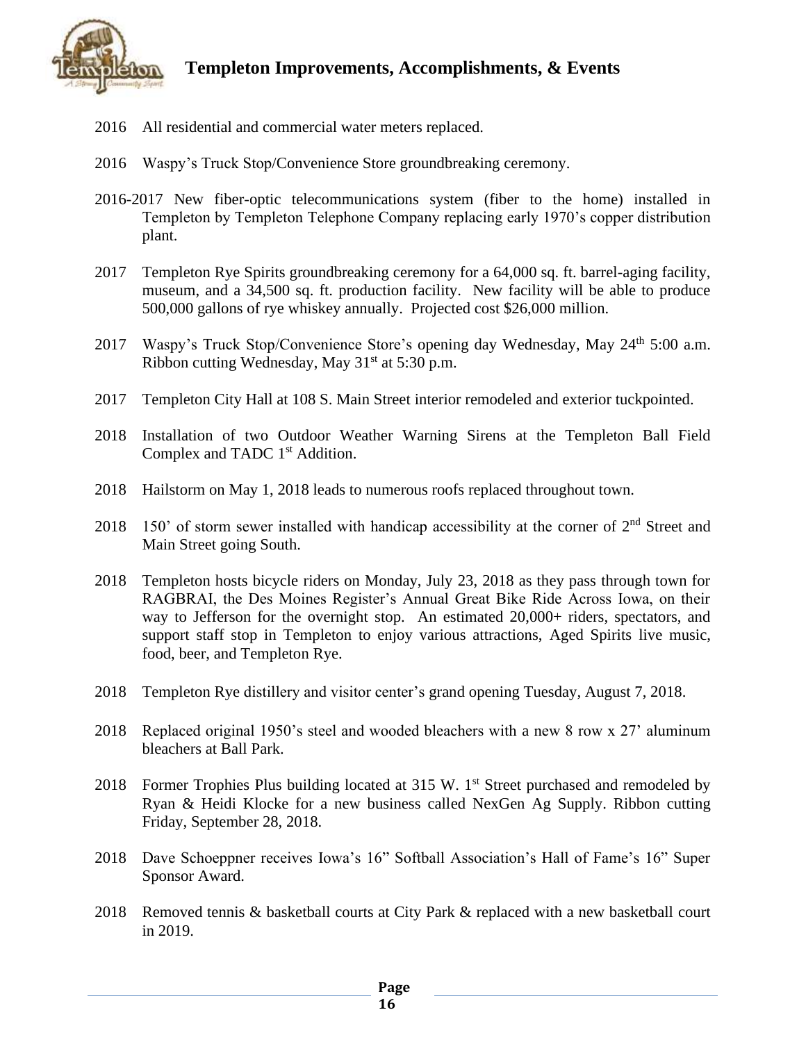## Templeton Improvements, Accomplishments, & Events

2016 All residential and commercial water meters replaced.

2016 Waspy's Truck Stop/Convenience Store groundbreaking ceremony.

2016-2017 New fiber-optic telecommunications system (fiber to the home) installed in Templeton by Templeton Telephone Company replacing early 1970's copper distribution plant.

2017 Templeton Rye Spirits groundbreaking ceremony for a 64,000 sq. ft. barrel-aging facility, museum, and a 34,500 sq. ft. production facility. New facility will be able to produce 500,000 gallons of rye whiskey annually. Projected cost $26,000 million.

2017 Waspy's Truck Stop/Convenience Store's opening day Wednesday, May 24th 5:00 a.m. Ribbon cutting Wednesday, May 31st at 5:30 p.m.

2017 Templeton City Hall at 108 S. Main Street interior remodeled and exterior tuckpointed.

2018 Installation of two Outdoor Weather Warning Sirens at the Templeton Ball Field Complex and TADC 1st Addition.

2018 Hailstorm on May 1, 2018 leads to numerous roofs replaced throughout town.

2018 150' of storm sewer installed with handicap accessibility at the corner of 2nd Street and Main Street going South.

2018 Templeton hosts bicycle riders on Monday, July 23, 2018 as they pass through town for RAGBRAI, the Des Moines Register's Annual Great Bike Ride Across Iowa, on their way to Jefferson for the overnight stop. An estimated 20,000+ riders, spectators, and support staff stop in Templeton to enjoy various attractions, Aged Spirits live music, food, beer, and Templeton Rye.

2018 Templeton Rye distillery and visitor center's grand opening Tuesday, August 7, 2018.

2018 Replaced original 1950's steel and wooded bleachers with a new 8 row x 27' aluminum bleachers at Ball Park.

2018 Former Trophies Plus building located at 315 W. 1st Street purchased and remodeled by Ryan & Heidi Klocke for a new business called NexGen Ag Supply. Ribbon cutting Friday, September 28, 2018.

2018 Dave Schoeppner receives Iowa's 16" Softball Association's Hall of Fame's 16" Super Sponsor Award.

2018 Removed tennis & basketball courts at City Park & replaced with a new basketball court in 2019.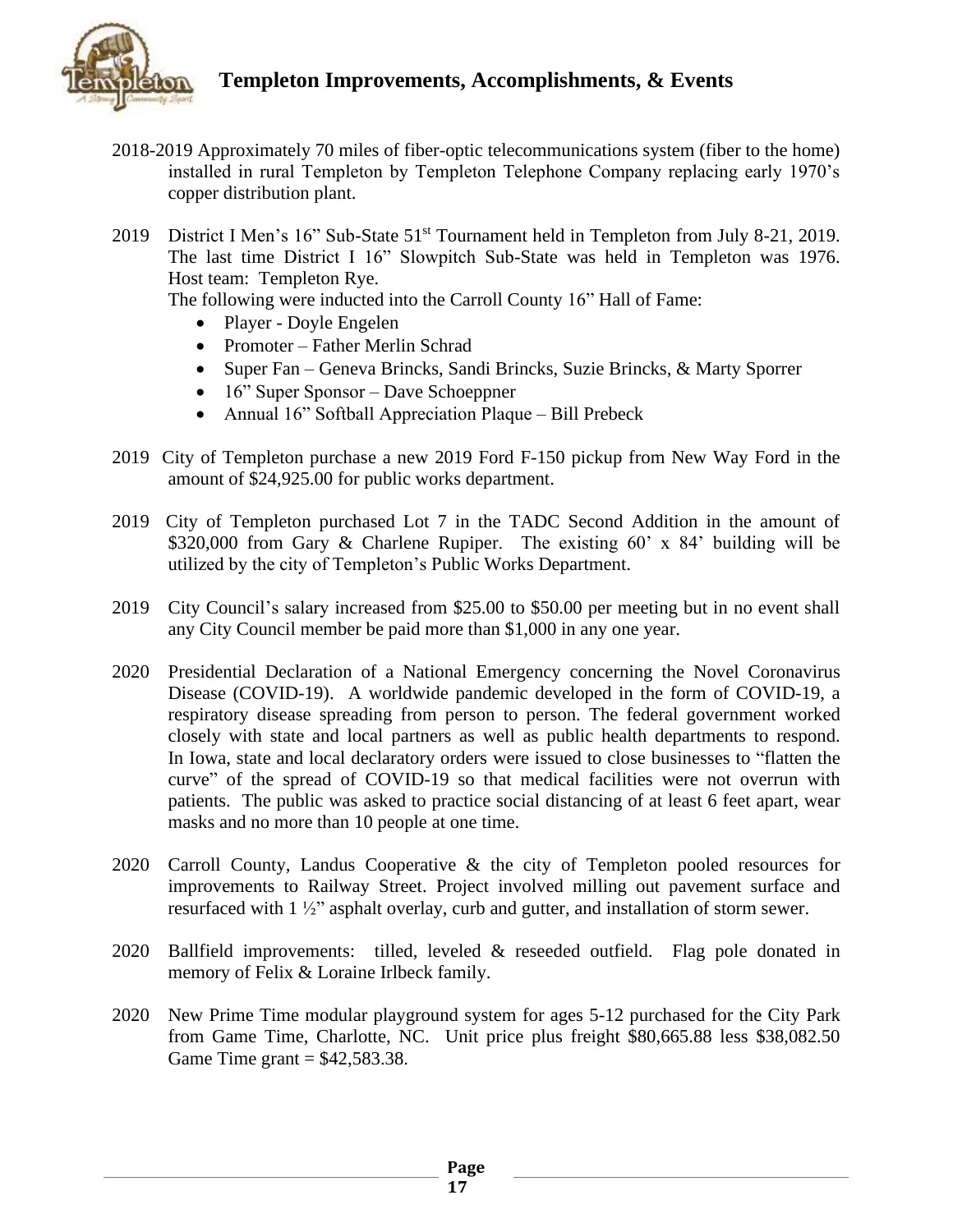# Templeton Improvements, Accomplishments, & Events

2018-2019 Approximately 70 miles of fiber-optic telecommunications system (fiber to the home) installed in rural Templeton by Templeton Telephone Company replacing early 1970's copper distribution plant.

2019 District I Men's 16" Sub-State 51st Tournament held in Templeton from July 8-21, 2019. The last time District I 16" Slowpitch Sub-State was held in Templeton was 1976. Host team: Templeton Rye.

The following were inducted into the Carroll County 16" Hall of Fame:

- Player - Doyle Engelen
- Promoter – Father Merlin Schrad
- Super Fan – Geneva Brincks, Sandi Brincks, Suzie Brincks, & Marty Sporrer
- 16" Super Sponsor – Dave Schoeppner
- Annual 16" Softball Appreciation Plaque – Bill Prebeck

2019 City of Templeton purchase a new 2019 Ford F-150 pickup from New Way Ford in the amount of $24,925.00 for public works department.

2019 City of Templeton purchased Lot 7 in the TADC Second Addition in the amount of $320,000 from Gary & Charlene Rupiper. The existing 60' x 84' building will be utilized by the city of Templeton's Public Works Department.

2019 City Council's salary increased from $25.00 to $50.00 per meeting but in no event shall any City Council member be paid more than $1,000 in any one year.

2020 Presidential Declaration of a National Emergency concerning the Novel Coronavirus Disease (COVID-19). A worldwide pandemic developed in the form of COVID-19, a respiratory disease spreading from person to person. The federal government worked closely with state and local partners as well as public health departments to respond. In Iowa, state and local declaratory orders were issued to close businesses to "flatten the curve" of the spread of COVID-19 so that medical facilities were not overrun with patients. The public was asked to practice social distancing of at least 6 feet apart, wear masks and no more than 10 people at one time.

2020 Carroll County, Landus Cooperative & the city of Templeton pooled resources for improvements to Railway Street. Project involved milling out pavement surface and resurfaced with 1 ½" asphalt overlay, curb and gutter, and installation of storm sewer.

2020 Ballfield improvements: tilled, leveled & reseeded outfield. Flag pole donated in memory of Felix & Loraine Irlbeck family.

2020 New Prime Time modular playground system for ages 5-12 purchased for the City Park from Game Time, Charlotte, NC. Unit price plus freight $80,665.88 less $38,082.50 Game Time grant = $42,583.38.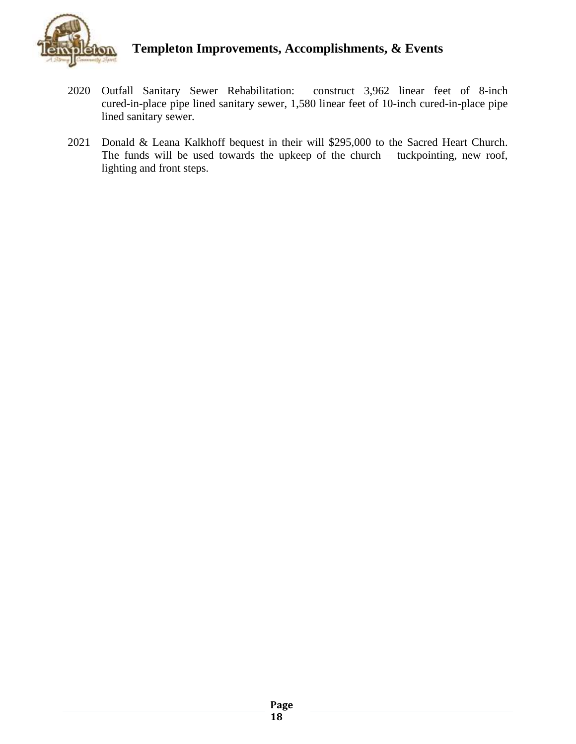2020 Outfall Sanitary Sewer Rehabilitation: construct 3,962 linear feet of 8-inch cured-in-place pipe lined sanitary sewer, 1,580 linear feet of 10-inch cured-in-place pipe lined sanitary sewer.

2021 Donald & Leana Kalkhoff bequest in their will $295,000 to the Sacred Heart Church. The funds will be used towards the upkeep of the church – tuckpointing, new roof, lighting and front steps.